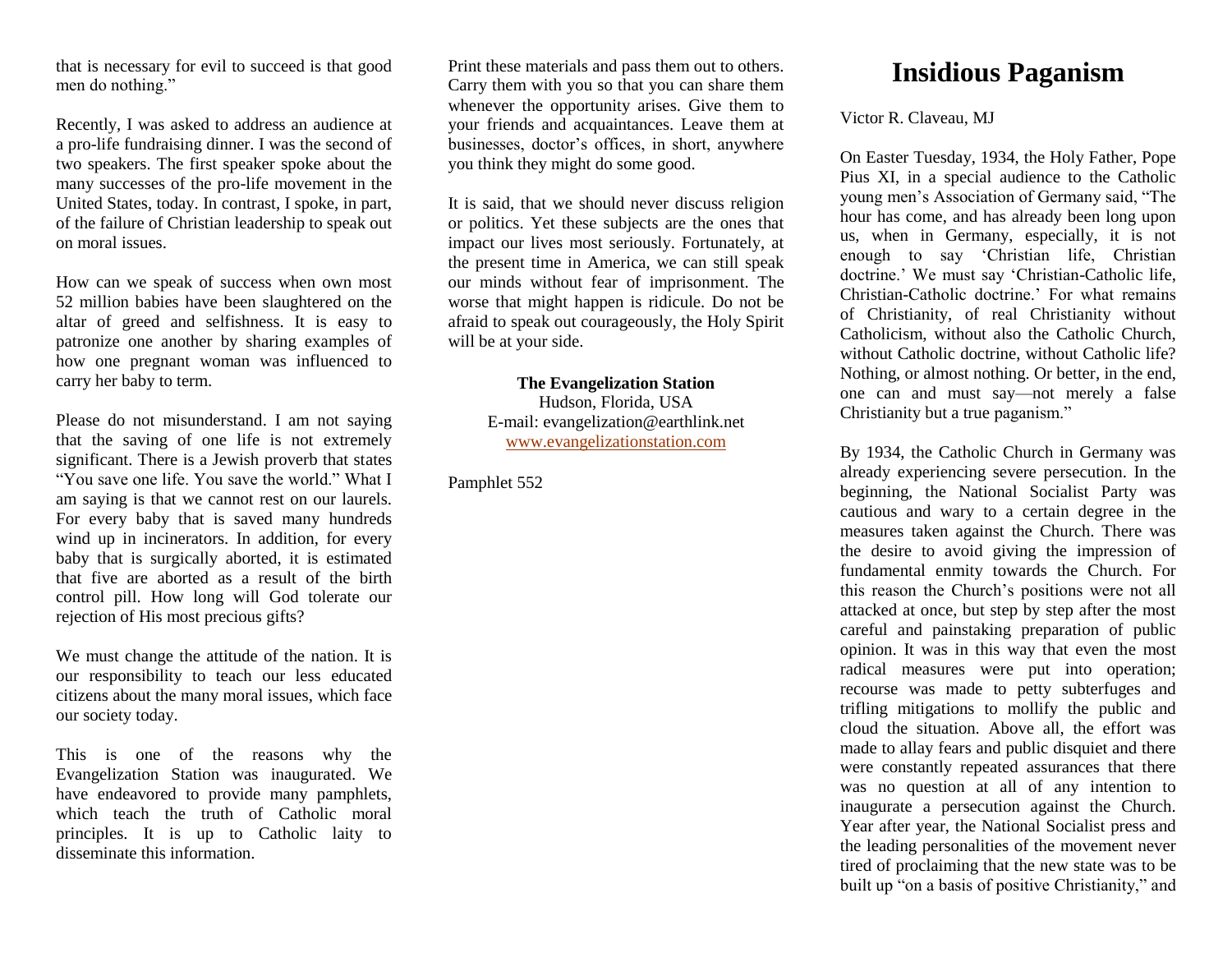that is necessary for evil to succeed is that good men do nothing."

Recently, I was asked to address an audience at a pro-life fundraising dinner. I was the second of two speakers. The first speaker spoke about the many successes of the pro-life movement in the United States, today. In contrast, I spoke, in part, of the failure of Christian leadership to speak out on moral issues.

How can we speak of success when own most 52 million babies have been slaughtered on the altar of greed and selfishness. It is easy to patronize one another by sharing examples of how one pregnant woman was influenced to carry her baby to term.

Please do not misunderstand. I am not saying that the saving of one life is not extremely significant. There is a Jewish proverb that states "You save one life. You save the world." What I am saying is that we cannot rest on our laurels. For every baby that is saved many hundreds wind up in incinerators. In addition, for every baby that is surgically aborted, it is estimated that five are aborted as a result of the birth control pill. How long will God tolerate our rejection of His most precious gifts?

We must change the attitude of the nation. It is our responsibility to teach our less educated citizens about the many moral issues, which face our society today.

This is one of the reasons why the Evangelization Station was inaugurated. We have endeavored to provide many pamphlets, which teach the truth of Catholic moral principles. It is up to Catholic laity to disseminate this information.

Print these materials and pass them out to others. Carry them with you so that you can share them whenever the opportunity arises. Give them to your friends and acquaintances. Leave them at businesses, doctor's offices, in short, anywhere you think they might do some good.

It is said, that we should never discuss religion or politics. Yet these subjects are the ones that impact our lives most seriously. Fortunately, at the present time in America, we can still speak our minds without fear of imprisonment. The worse that might happen is ridicule. Do not be afraid to speak out courageously, the Holy Spirit will be at your side.

**The Evangelization Station**
Hudson, Florida, USA
E-mail: evangelization@earthlink.net
www.evangelizationstation.com

Pamphlet 552

# Insidious Paganism

Victor R. Claveau, MJ

On Easter Tuesday, 1934, the Holy Father, Pope Pius XI, in a special audience to the Catholic young men's Association of Germany said, "The hour has come, and has already been long upon us, when in Germany, especially, it is not enough to say 'Christian life, Christian doctrine.' We must say 'Christian-Catholic life, Christian-Catholic doctrine.' For what remains of Christianity, of real Christianity without Catholicism, without also the Catholic Church, without Catholic doctrine, without Catholic life? Nothing, or almost nothing. Or better, in the end, one can and must say—not merely a false Christianity but a true paganism."

By 1934, the Catholic Church in Germany was already experiencing severe persecution. In the beginning, the National Socialist Party was cautious and wary to a certain degree in the measures taken against the Church. There was the desire to avoid giving the impression of fundamental enmity towards the Church. For this reason the Church's positions were not all attacked at once, but step by step after the most careful and painstaking preparation of public opinion. It was in this way that even the most radical measures were put into operation; recourse was made to petty subterfuges and trifling mitigations to mollify the public and cloud the situation. Above all, the effort was made to allay fears and public disquiet and there were constantly repeated assurances that there was no question at all of any intention to inaugurate a persecution against the Church. Year after year, the National Socialist press and the leading personalities of the movement never tired of proclaiming that the new state was to be built up "on a basis of positive Christianity," and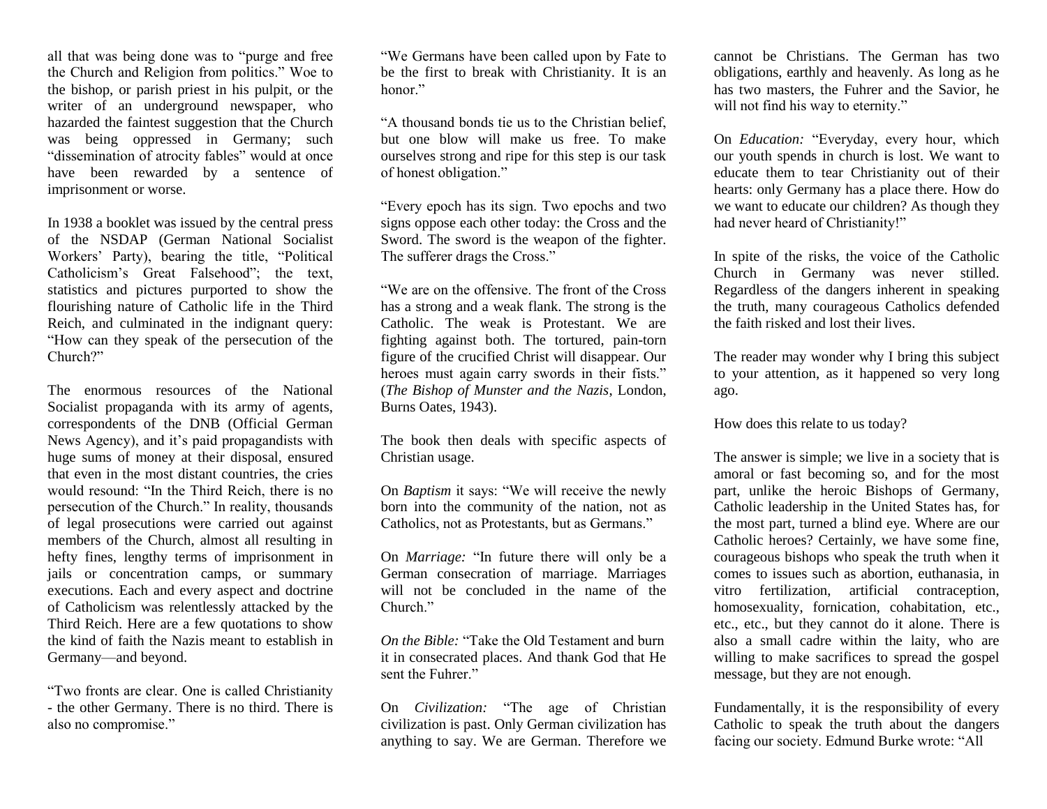all that was being done was to "purge and free the Church and Religion from politics." Woe to the bishop, or parish priest in his pulpit, or the writer of an underground newspaper, who hazarded the faintest suggestion that the Church was being oppressed in Germany; such "dissemination of atrocity fables" would at once have been rewarded by a sentence of imprisonment or worse.

In 1938 a booklet was issued by the central press of the NSDAP (German National Socialist Workers' Party), bearing the title, "Political Catholicism's Great Falsehood"; the text, statistics and pictures purported to show the flourishing nature of Catholic life in the Third Reich, and culminated in the indignant query: "How can they speak of the persecution of the Church?"

The enormous resources of the National Socialist propaganda with its army of agents, correspondents of the DNB (Official German News Agency), and it's paid propagandists with huge sums of money at their disposal, ensured that even in the most distant countries, the cries would resound: "In the Third Reich, there is no persecution of the Church." In reality, thousands of legal prosecutions were carried out against members of the Church, almost all resulting in hefty fines, lengthy terms of imprisonment in jails or concentration camps, or summary executions. Each and every aspect and doctrine of Catholicism was relentlessly attacked by the Third Reich. Here are a few quotations to show the kind of faith the Nazis meant to establish in Germany—and beyond.

"Two fronts are clear. One is called Christianity - the other Germany. There is no third. There is also no compromise."

"We Germans have been called upon by Fate to be the first to break with Christianity. It is an honor."

"A thousand bonds tie us to the Christian belief, but one blow will make us free. To make ourselves strong and ripe for this step is our task of honest obligation."

"Every epoch has its sign. Two epochs and two signs oppose each other today: the Cross and the Sword. The sword is the weapon of the fighter. The sufferer drags the Cross."

"We are on the offensive. The front of the Cross has a strong and a weak flank. The strong is the Catholic. The weak is Protestant. We are fighting against both. The tortured, pain-torn figure of the crucified Christ will disappear. Our heroes must again carry swords in their fists." (*The Bishop of Munster and the Nazis*, London, Burns Oates, 1943).

The book then deals with specific aspects of Christian usage.

On *Baptism* it says: "We will receive the newly born into the community of the nation, not as Catholics, not as Protestants, but as Germans."

On *Marriage:* "In future there will only be a German consecration of marriage. Marriages will not be concluded in the name of the Church."

*On the Bible:* "Take the Old Testament and burn it in consecrated places. And thank God that He sent the Fuhrer."

On *Civilization:* "The age of Christian civilization is past. Only German civilization has anything to say. We are German. Therefore we cannot be Christians. The German has two obligations, earthly and heavenly. As long as he has two masters, the Fuhrer and the Savior, he will not find his way to eternity."

On *Education:* "Everyday, every hour, which our youth spends in church is lost. We want to educate them to tear Christianity out of their hearts: only Germany has a place there. How do we want to educate our children? As though they had never heard of Christianity!"

In spite of the risks, the voice of the Catholic Church in Germany was never stilled. Regardless of the dangers inherent in speaking the truth, many courageous Catholics defended the faith risked and lost their lives.

The reader may wonder why I bring this subject to your attention, as it happened so very long ago.

How does this relate to us today?

The answer is simple; we live in a society that is amoral or fast becoming so, and for the most part, unlike the heroic Bishops of Germany, Catholic leadership in the United States has, for the most part, turned a blind eye. Where are our Catholic heroes? Certainly, we have some fine, courageous bishops who speak the truth when it comes to issues such as abortion, euthanasia, in vitro fertilization, artificial contraception, homosexuality, fornication, cohabitation, etc., etc., etc., but they cannot do it alone. There is also a small cadre within the laity, who are willing to make sacrifices to spread the gospel message, but they are not enough.

Fundamentally, it is the responsibility of every Catholic to speak the truth about the dangers facing our society. Edmund Burke wrote: "All